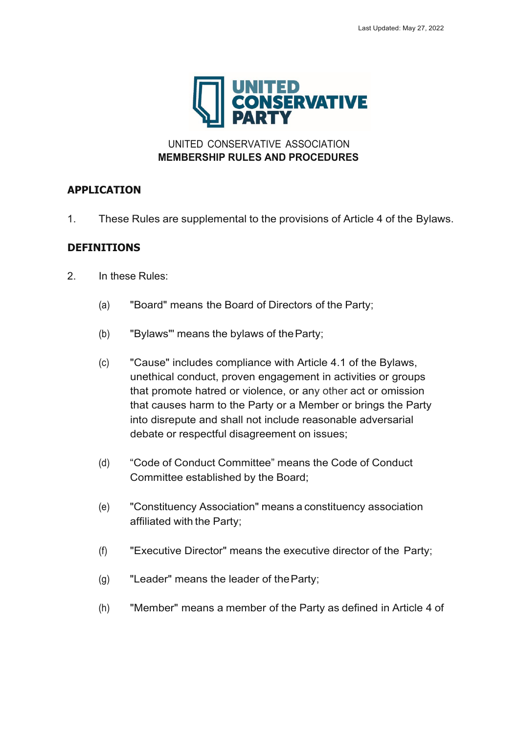UNITED CONSERVATIVE PARTY

UNITED CONSERVATIVE ASSOCIATION
**MEMBERSHIP RULES AND PROCEDURES**

## APPLICATION

1. These Rules are supplemental to the provisions of Article 4 of the Bylaws.

## DEFINITIONS

2. In these Rules:

   (a) "Board" means the Board of Directors of the Party;

   (b) "Bylaws"' means the bylaws of the Party;

   (c) "Cause" includes compliance with Article 4.1 of the Bylaws, unethical conduct, proven engagement in activities or groups that promote hatred or violence, or any other act or omission that causes harm to the Party or a Member or brings the Party into disrepute and shall not include reasonable adversarial debate or respectful disagreement on issues;

   (d) "Code of Conduct Committee" means the Code of Conduct Committee established by the Board;

   (e) "Constituency Association" means a constituency association affiliated with the Party;

   (f) "Executive Director" means the executive director of the Party;

   (g) "Leader" means the leader of the Party;

   (h) "Member" means a member of the Party as defined in Article 4 of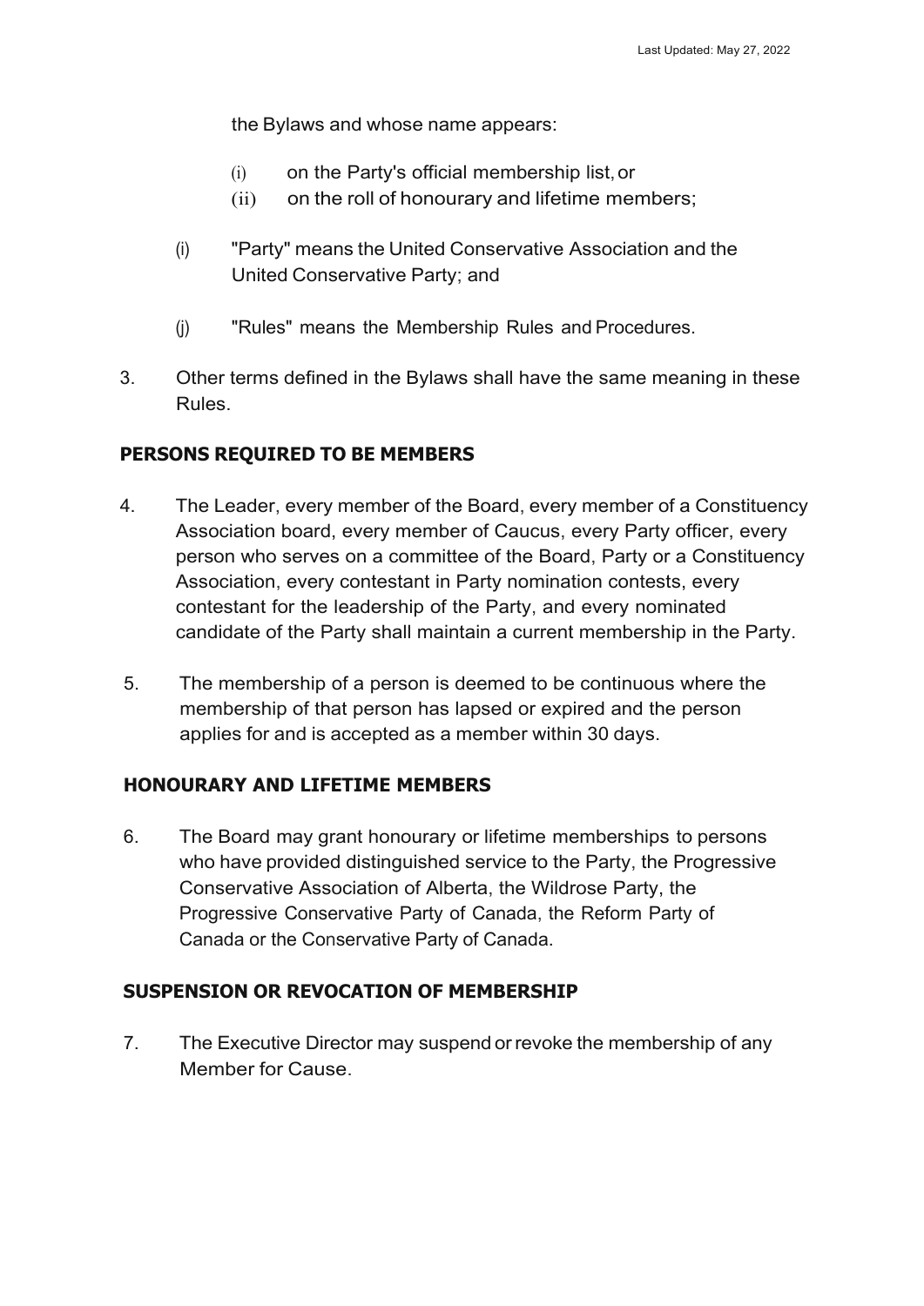the Bylaws and whose name appears:

(i) on the Party's official membership list, or
(ii) on the roll of honourary and lifetime members;

(i) "Party" means the United Conservative Association and the United Conservative Party; and

(j) "Rules" means the Membership Rules and Procedures.

3. Other terms defined in the Bylaws shall have the same meaning in these Rules.

## PERSONS REQUIRED TO BE MEMBERS

4. The Leader, every member of the Board, every member of a Constituency Association board, every member of Caucus, every Party officer, every person who serves on a committee of the Board, Party or a Constituency Association, every contestant in Party nomination contests, every contestant for the leadership of the Party, and every nominated candidate of the Party shall maintain a current membership in the Party.

5. The membership of a person is deemed to be continuous where the membership of that person has lapsed or expired and the person applies for and is accepted as a member within 30 days.

## HONOURARY AND LIFETIME MEMBERS

6. The Board may grant honourary or lifetime memberships to persons who have provided distinguished service to the Party, the Progressive Conservative Association of Alberta, the Wildrose Party, the Progressive Conservative Party of Canada, the Reform Party of Canada or the Conservative Party of Canada.

## SUSPENSION OR REVOCATION OF MEMBERSHIP

7. The Executive Director may suspend or revoke the membership of any Member for Cause.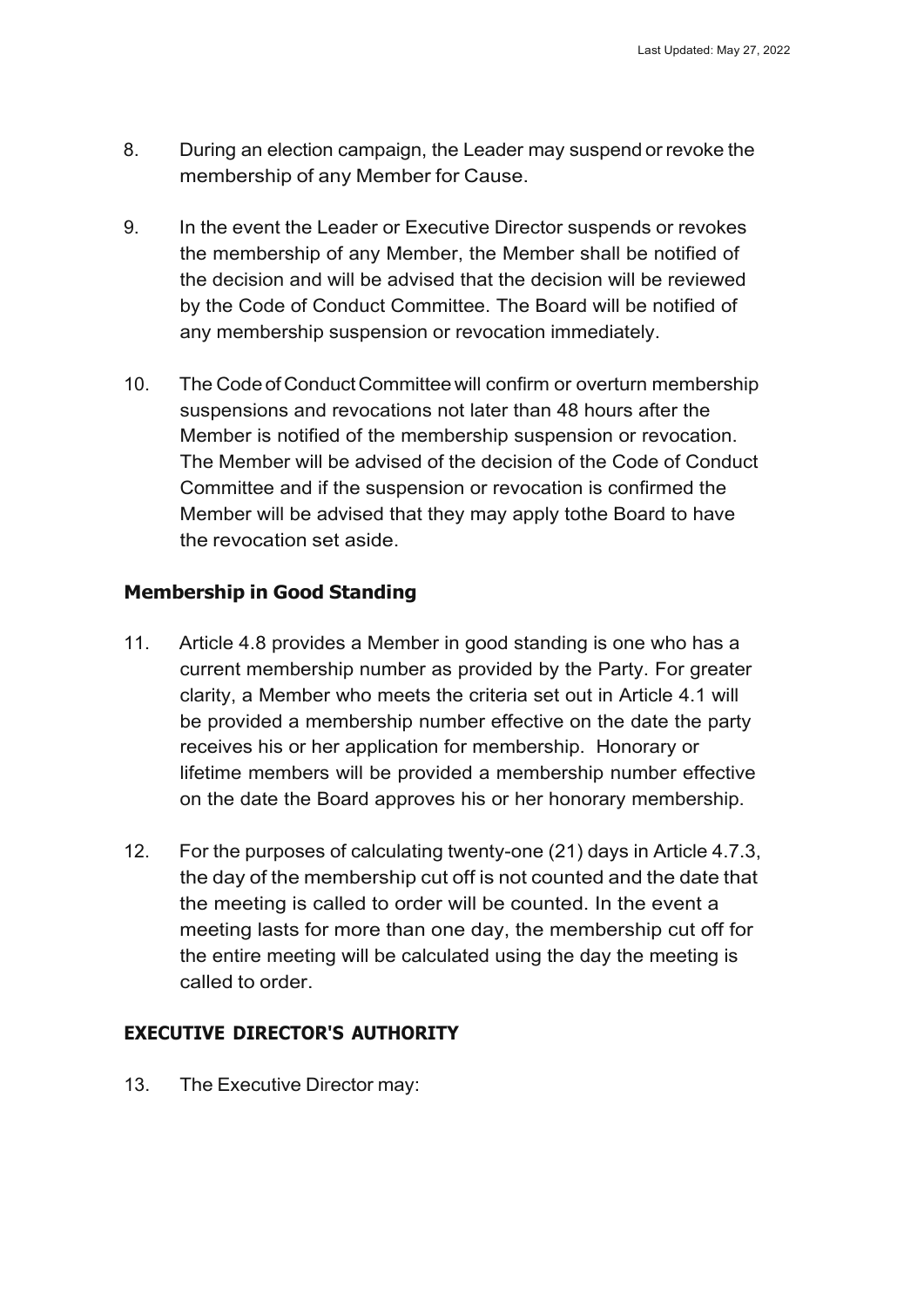8. During an election campaign, the Leader may suspend or revoke the membership of any Member for Cause.

9. In the event the Leader or Executive Director suspends or revokes the membership of any Member, the Member shall be notified of the decision and will be advised that the decision will be reviewed by the Code of Conduct Committee. The Board will be notified of any membership suspension or revocation immediately.

10. The Code of Conduct Committee will confirm or overturn membership suspensions and revocations not later than 48 hours after the Member is notified of the membership suspension or revocation. The Member will be advised of the decision of the Code of Conduct Committee and if the suspension or revocation is confirmed the Member will be advised that they may apply tothe Board to have the revocation set aside.

### Membership in Good Standing

11. Article 4.8 provides a Member in good standing is one who has a current membership number as provided by the Party. For greater clarity, a Member who meets the criteria set out in Article 4.1 will be provided a membership number effective on the date the party receives his or her application for membership. Honorary or lifetime members will be provided a membership number effective on the date the Board approves his or her honorary membership.

12. For the purposes of calculating twenty-one (21) days in Article 4.7.3, the day of the membership cut off is not counted and the date that the meeting is called to order will be counted. In the event a meeting lasts for more than one day, the membership cut off for the entire meeting will be calculated using the day the meeting is called to order.

## EXECUTIVE DIRECTOR'S AUTHORITY

13. The Executive Director may: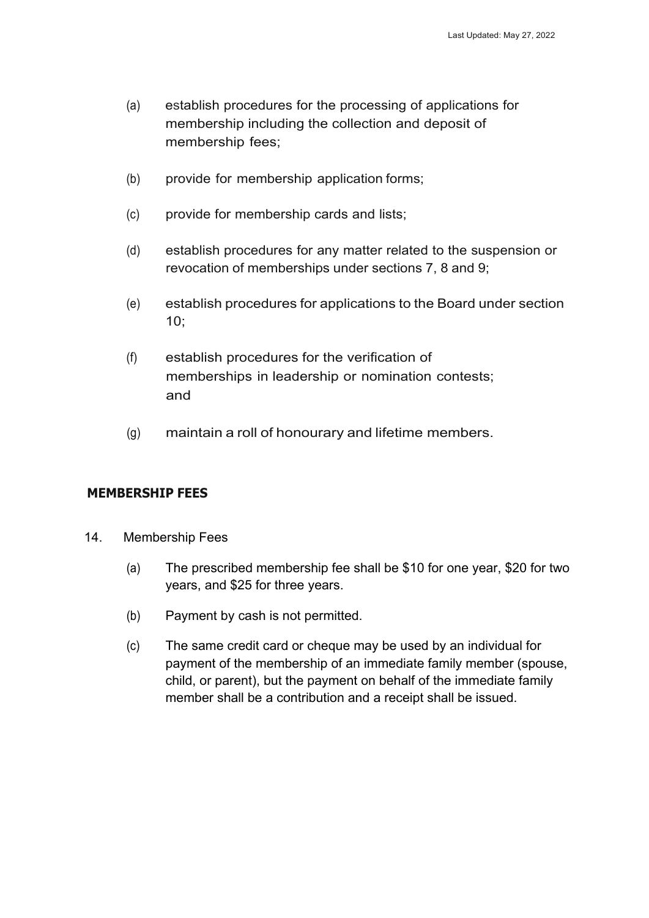(a) establish procedures for the processing of applications for membership including the collection and deposit of membership fees;

(b) provide for membership application forms;

(c) provide for membership cards and lists;

(d) establish procedures for any matter related to the suspension or revocation of memberships under sections 7, 8 and 9;

(e) establish procedures for applications to the Board under section 10;

(f) establish procedures for the verification of memberships in leadership or nomination contests; and

(g) maintain a roll of honourary and lifetime members.

## MEMBERSHIP FEES

14. Membership Fees

(a) The prescribed membership fee shall be $10 for one year, $20 for two years, and $25 for three years.

(b) Payment by cash is not permitted.

(c) The same credit card or cheque may be used by an individual for payment of the membership of an immediate family member (spouse, child, or parent), but the payment on behalf of the immediate family member shall be a contribution and a receipt shall be issued.